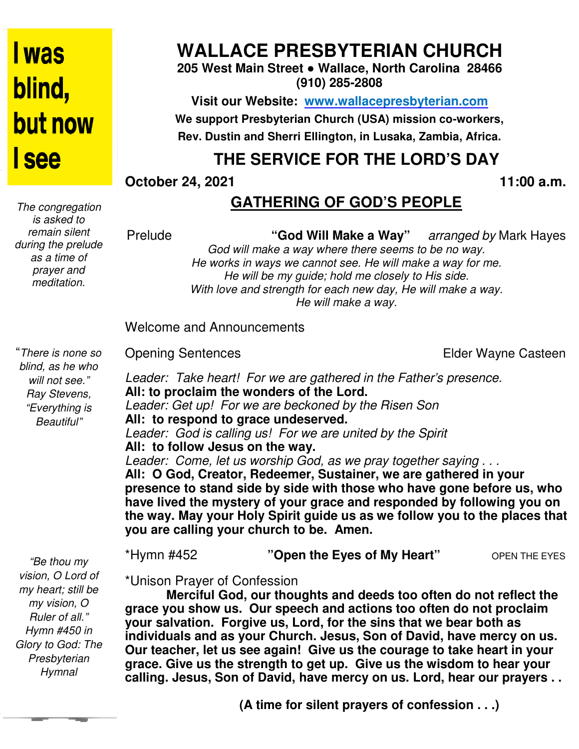**I was blind, but now I see**

# WALLACE PRESBYTERIAN CHURCH

**205 West Main Street • Wallace, North Carolina 28466**
**(910) 285-2808**

**Visit our Website: www.wallacepresbyterian.com**

**We support Presbyterian Church (USA) mission co-workers, Rev. Dustin and Sherri Ellington, in Lusaka, Zambia, Africa.**

## THE SERVICE FOR THE LORD'S DAY

**October 24, 2021** **11:00 a.m.**

## GATHERING OF GOD'S PEOPLE

*The congregation is asked to remain silent during the prelude as a time of prayer and meditation.*

Prelude **"God Will Make a Way"** *arranged by* Mark Hayes

*God will make a way where there seems to be no way.*
*He works in ways we cannot see. He will make a way for me.*
*He will be my guide; hold me closely to His side.*
*With love and strength for each new day, He will make a way.*
*He will make a way.*

Welcome and Announcements

*"There is none so blind, as he who will not see." Ray Stevens, "Everything is Beautiful"*

Opening Sentences Elder Wayne Casteen

*Leader: Take heart! For we are gathered in the Father's presence.*
**All: to proclaim the wonders of the Lord.**
*Leader: Get up! For we are beckoned by the Risen Son*
**All: to respond to grace undeserved.**
*Leader: God is calling us! For we are united by the Spirit*
**All: to follow Jesus on the way.**
*Leader: Come, let us worship God, as we pray together saying . . .*
**All: O God, Creator, Redeemer, Sustainer, we are gathered in your presence to stand side by side with those who have gone before us, who have lived the mystery of your grace and responded by following you on the way. May your Holy Spirit guide us as we follow you to the places that you are calling your church to be. Amen.**

*"Be thou my vision, O Lord of my heart; still be my vision, O Ruler of all." Hymn #450 in Glory to God: The Presbyterian Hymnal*

*Hymn #452 **"Open the Eyes of My Heart"** OPEN THE EYES

*Unison Prayer of Confession

**Merciful God, our thoughts and deeds too often do not reflect the grace you show us. Our speech and actions too often do not proclaim your salvation. Forgive us, Lord, for the sins that we bear both as individuals and as your Church. Jesus, Son of David, have mercy on us. Our teacher, let us see again! Give us the courage to take heart in your grace. Give us the strength to get up. Give us the wisdom to hear your calling. Jesus, Son of David, have mercy on us. Lord, hear our prayers . .**

**(A time for silent prayers of confession . . .)**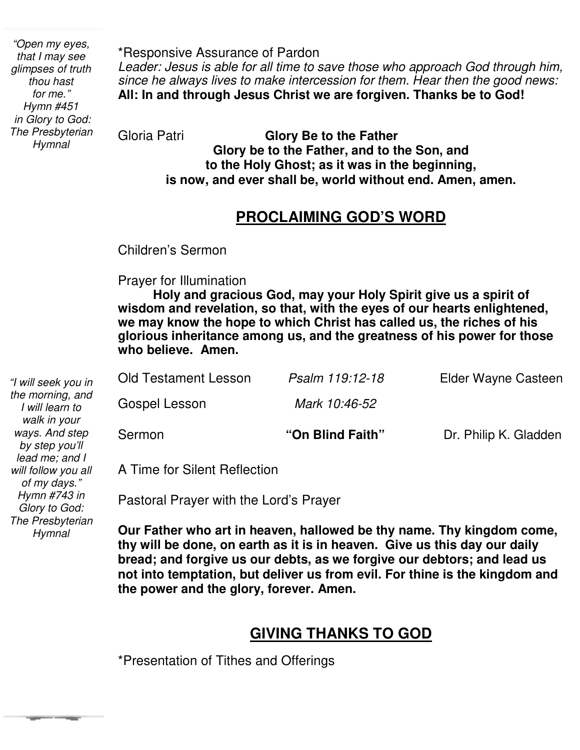*"Open my eyes, that I may see glimpses of truth thou hast for me." Hymn #451 in Glory to God: The Presbyterian Hymnal*

*Responsive Assurance of Pardon

*Leader: Jesus is able for all time to save those who approach God through him, since he always lives to make intercession for them. Hear then the good news:*

**All: In and through Jesus Christ we are forgiven. Thanks be to God!**

Gloria Patri **Glory Be to the Father**

**Glory be to the Father, and to the Son, and to the Holy Ghost; as it was in the beginning, is now, and ever shall be, world without end. Amen, amen.**

## PROCLAIMING GOD'S WORD

Children's Sermon

Prayer for Illumination

**Holy and gracious God, may your Holy Spirit give us a spirit of wisdom and revelation, so that, with the eyes of our hearts enlightened, we may know the hope to which Christ has called us, the riches of his glorious inheritance among us, and the greatness of his power for those who believe. Amen.**

*"I will seek you in the morning, and I will learn to walk in your ways. And step by step you'll lead me; and I will follow you all of my days." Hymn #743 in Glory to God: The Presbyterian Hymnal*

Old Testament Lesson *Psalm 119:12-18* Elder Wayne Casteen

Gospel Lesson *Mark 10:46-52*

Sermon **"On Blind Faith"** Dr. Philip K. Gladden

A Time for Silent Reflection

Pastoral Prayer with the Lord's Prayer

**Our Father who art in heaven, hallowed be thy name. Thy kingdom come, thy will be done, on earth as it is in heaven. Give us this day our daily bread; and forgive us our debts, as we forgive our debtors; and lead us not into temptation, but deliver us from evil. For thine is the kingdom and the power and the glory, forever. Amen.**

## GIVING THANKS TO GOD

*Presentation of Tithes and Offerings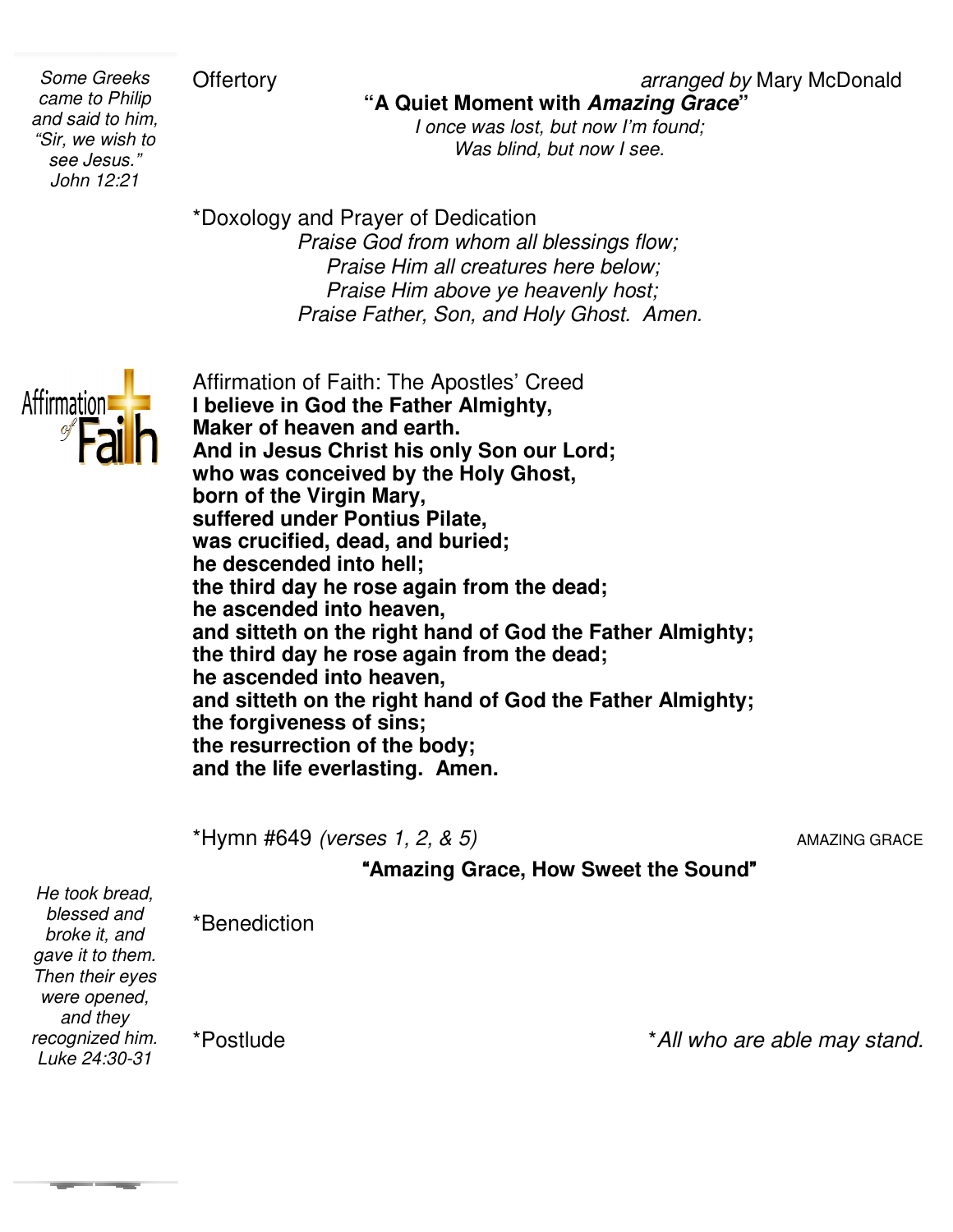*Some Greeks came to Philip and said to him, "Sir, we wish to see Jesus." John 12:21*

Offertory *arranged by* Mary McDonald

**"A Quiet Moment with *Amazing Grace*"**

*I once was lost, but now I'm found;*
*Was blind, but now I see.*

*Doxology and Prayer of Dedication

*Praise God from whom all blessings flow;*
*Praise Him all creatures here below;*
*Praise Him above ye heavenly host;*
*Praise Father, Son, and Holy Ghost. Amen.*

Affirmation of Faith: The Apostles' Creed

**I believe in God the Father Almighty,**
**Maker of heaven and earth.**
**And in Jesus Christ his only Son our Lord;**
**who was conceived by the Holy Ghost,**
**born of the Virgin Mary,**
**suffered under Pontius Pilate,**
**was crucified, dead, and buried;**
**he descended into hell;**
**the third day he rose again from the dead;**
**he ascended into heaven,**
**and sitteth on the right hand of God the Father Almighty;**
**the third day he rose again from the dead;**
**he ascended into heaven,**
**and sitteth on the right hand of God the Father Almighty;**
**the forgiveness of sins;**
**the resurrection of the body;**
**and the life everlasting. Amen.**

*Hymn #649 *(verses 1, 2, & 5)* AMAZING GRACE

**"Amazing Grace, How Sweet the Sound"**

*He took bread, blessed and broke it, and gave it to them. Then their eyes were opened, and they recognized him. Luke 24:30-31*

*Benediction

*Postlude

**All who are able may stand.*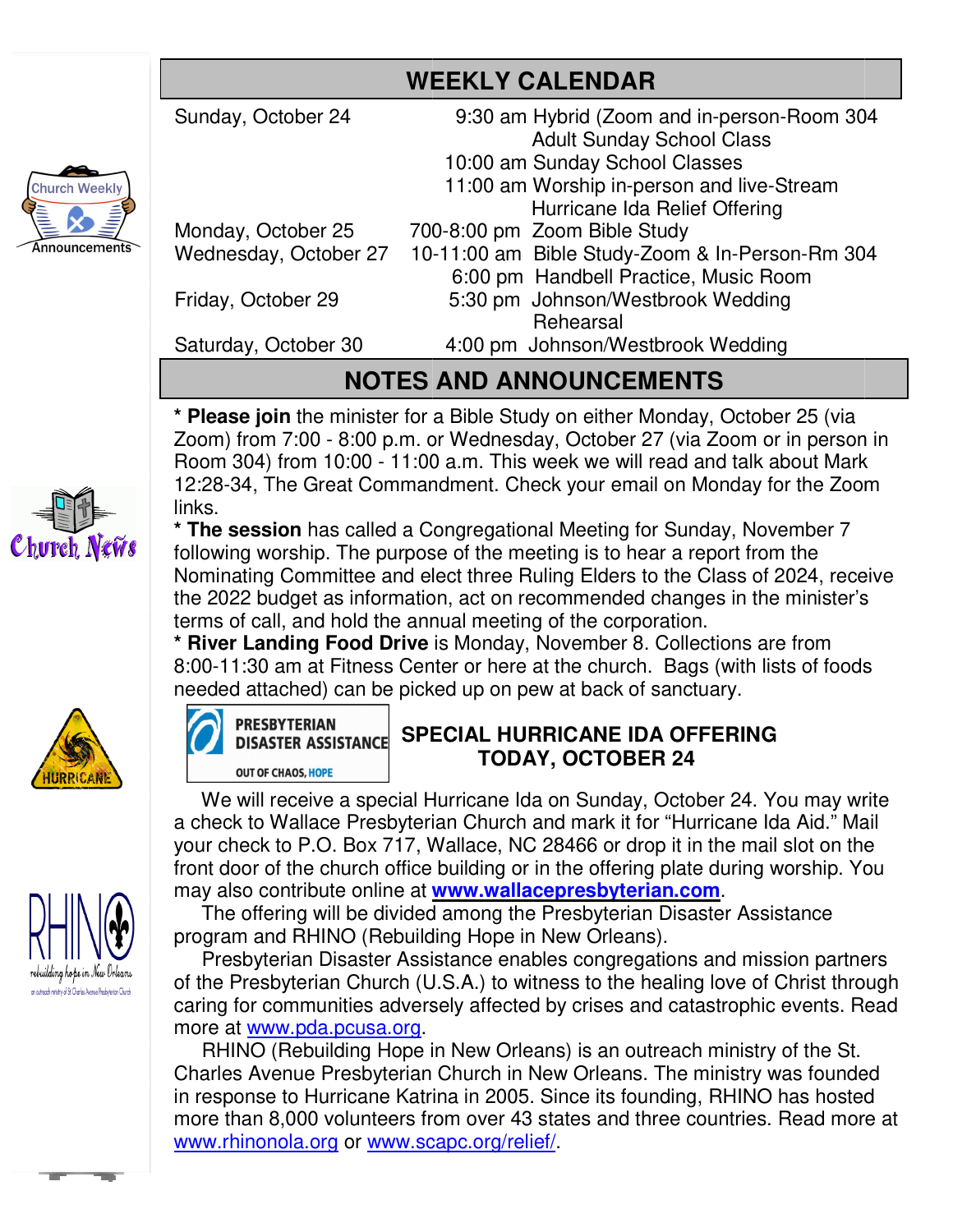## WEEKLY CALENDAR

| | | |
|---|---|---|
| Sunday, October 24 | 9:30 am | Hybrid (Zoom and in-person-Room 304 Adult Sunday School Class |
| | 10:00 am | Sunday School Classes |
| | 11:00 am | Worship in-person and live-Stream Hurricane Ida Relief Offering |
| Monday, October 25 | 700-8:00 pm | Zoom Bible Study |
| Wednesday, October 27 | 10-11:00 am | Bible Study-Zoom & In-Person-Rm 304 |
| | 6:00 pm | Handbell Practice, Music Room |
| Friday, October 29 | 5:30 pm | Johnson/Westbrook Wedding Rehearsal |
| Saturday, October 30 | 4:00 pm | Johnson/Westbrook Wedding |

## NOTES AND ANNOUNCEMENTS

* **Please join** the minister for a Bible Study on either Monday, October 25 (via Zoom) from 7:00 - 8:00 p.m. or Wednesday, October 27 (via Zoom or in person in Room 304) from 10:00 - 11:00 a.m. This week we will read and talk about Mark 12:28-34, The Great Commandment. Check your email on Monday for the Zoom links.

* **The session** has called a Congregational Meeting for Sunday, November 7 following worship. The purpose of the meeting is to hear a report from the Nominating Committee and elect three Ruling Elders to the Class of 2024, receive the 2022 budget as information, act on recommended changes in the minister's terms of call, and hold the annual meeting of the corporation.

* **River Landing Food Drive** is Monday, November 8. Collections are from 8:00-11:30 am at Fitness Center or here at the church. Bags (with lists of foods needed attached) can be picked up on pew at back of sanctuary.

PRESBYTERIAN DISASTER ASSISTANCE
OUT OF CHAOS, HOPE

### SPECIAL HURRICANE IDA OFFERING TODAY, OCTOBER 24

We will receive a special Hurricane Ida on Sunday, October 24. You may write a check to Wallace Presbyterian Church and mark it for "Hurricane Ida Aid." Mail your check to P.O. Box 717, Wallace, NC 28466 or drop it in the mail slot on the front door of the church office building or in the offering plate during worship. You may also contribute online at **www.wallacepresbyterian.com**.

The offering will be divided among the Presbyterian Disaster Assistance program and RHINO (Rebuilding Hope in New Orleans).

Presbyterian Disaster Assistance enables congregations and mission partners of the Presbyterian Church (U.S.A.) to witness to the healing love of Christ through caring for communities adversely affected by crises and catastrophic events. Read more at www.pda.pcusa.org.

RHINO (Rebuilding Hope in New Orleans) is an outreach ministry of the St. Charles Avenue Presbyterian Church in New Orleans. The ministry was founded in response to Hurricane Katrina in 2005. Since its founding, RHINO has hosted more than 8,000 volunteers from over 43 states and three countries. Read more at www.rhinonola.org or www.scapc.org/relief/.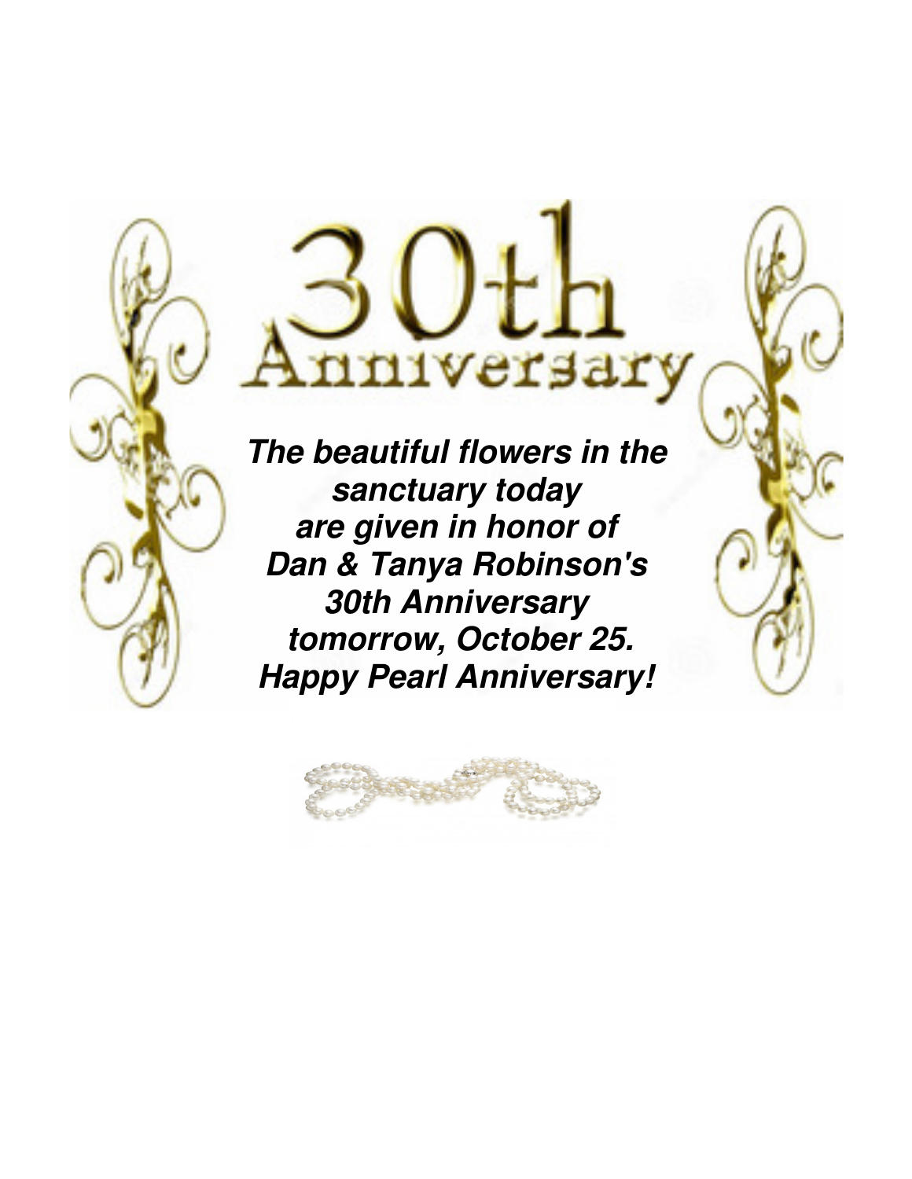# 30th Anniversary

***The beautiful flowers in the sanctuary today are given in honor of Dan & Tanya Robinson's 30th Anniversary tomorrow, October 25. Happy Pearl Anniversary!***